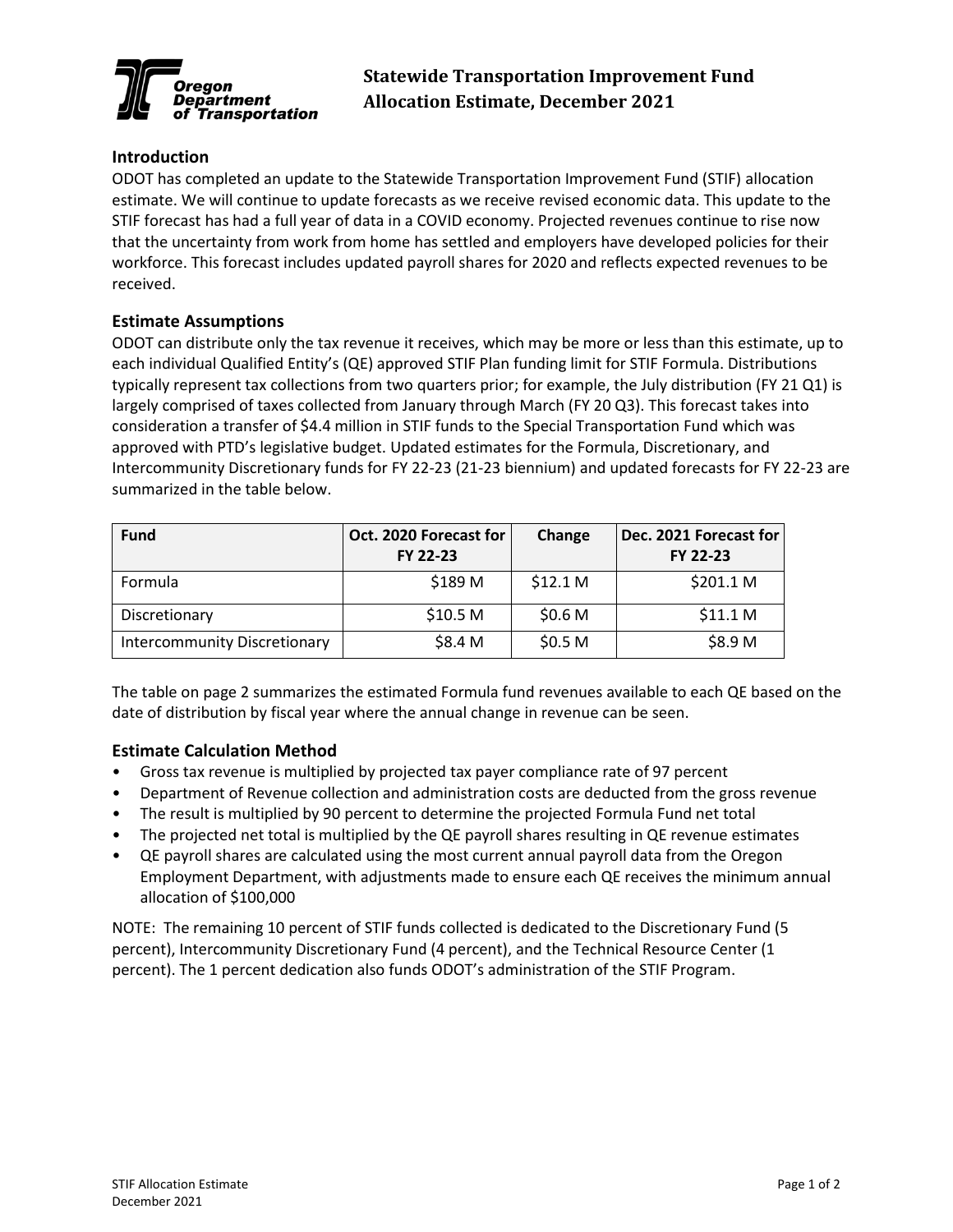# Statewide Transportation Improvement Fund Allocation Estimate, December 2021

## Introduction

ODOT has completed an update to the Statewide Transportation Improvement Fund (STIF) allocation estimate. We will continue to update forecasts as we receive revised economic data. This update to the STIF forecast has had a full year of data in a COVID economy. Projected revenues continue to rise now that the uncertainty from work from home has settled and employers have developed policies for their workforce. This forecast includes updated payroll shares for 2020 and reflects expected revenues to be received.

## Estimate Assumptions

ODOT can distribute only the tax revenue it receives, which may be more or less than this estimate, up to each individual Qualified Entity's (QE) approved STIF Plan funding limit for STIF Formula. Distributions typically represent tax collections from two quarters prior; for example, the July distribution (FY 21 Q1) is largely comprised of taxes collected from January through March (FY 20 Q3). This forecast takes into consideration a transfer of $4.4 million in STIF funds to the Special Transportation Fund which was approved with PTD's legislative budget. Updated estimates for the Formula, Discretionary, and Intercommunity Discretionary funds for FY 22-23 (21-23 biennium) and updated forecasts for FY 22-23 are summarized in the table below.

| Fund | Oct. 2020 Forecast for FY 22-23 | Change | Dec. 2021 Forecast for FY 22-23 |
|---|---|---|---|
| Formula | $189 M | $12.1 M | $201.1 M |
| Discretionary | $10.5 M | $0.6 M | $11.1 M |
| Intercommunity Discretionary | $8.4 M | $0.5 M | $8.9 M |

The table on page 2 summarizes the estimated Formula fund revenues available to each QE based on the date of distribution by fiscal year where the annual change in revenue can be seen.

## Estimate Calculation Method

- Gross tax revenue is multiplied by projected tax payer compliance rate of 97 percent
- Department of Revenue collection and administration costs are deducted from the gross revenue
- The result is multiplied by 90 percent to determine the projected Formula Fund net total
- The projected net total is multiplied by the QE payroll shares resulting in QE revenue estimates
- QE payroll shares are calculated using the most current annual payroll data from the Oregon Employment Department, with adjustments made to ensure each QE receives the minimum annual allocation of $100,000

NOTE: The remaining 10 percent of STIF funds collected is dedicated to the Discretionary Fund (5 percent), Intercommunity Discretionary Fund (4 percent), and the Technical Resource Center (1 percent). The 1 percent dedication also funds ODOT's administration of the STIF Program.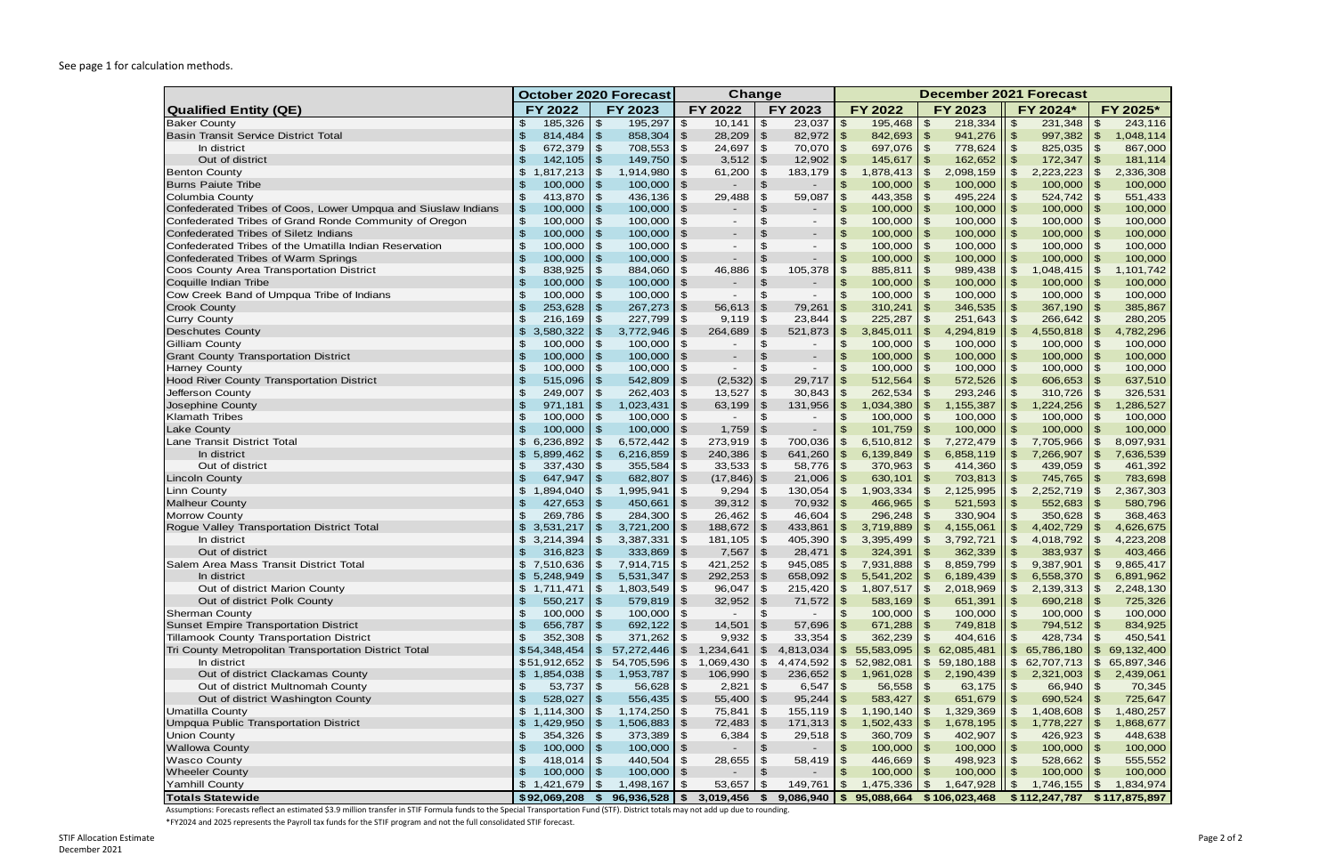See page 1 for calculation methods.

| Qualified Entity (QE) | October 2020 Forecast | | Change | | December 2021 Forecast | | | |
|---|---|---|---|---|---|---|---|---|
| | FY 2022 | FY 2023 | FY 2022 | FY 2023 | FY 2022 | FY 2023 | FY 2024* | FY 2025* |
| Baker County | $ 185,326 | $ 195,297 | $ 10,141 | $ 23,037 | $ 195,468 | $ 218,334 | $ 231,348 | $ 243,116 |
| Basin Transit Service District Total | $ 814,484 | $ 858,304 | $ 28,209 | $ 82,972 | $ 842,693 | $ 941,276 | $ 997,382 | $ 1,048,114 |
| In district | $ 672,379 | $ 708,553 | $ 24,697 | $ 70,070 | $ 697,076 | $ 778,624 | $ 825,035 | $ 867,000 |
| Out of district | $ 142,105 | $ 149,750 | $ 3,512 | $ 12,902 | $ 145,617 | $ 162,652 | $ 172,347 | $ 181,114 |
| Benton County | $ 1,817,213 | $ 1,914,980 | $ 61,200 | $ 183,179 | $ 1,878,413 | $ 2,098,159 | $ 2,223,223 | $ 2,336,308 |
| Burns Paiute Tribe | $ 100,000 | $ 100,000 | $ - | $ - | $ 100,000 | $ 100,000 | $ 100,000 | $ 100,000 |
| Columbia County | $ 413,870 | $ 436,136 | $ 29,488 | $ 59,087 | $ 443,358 | $ 495,224 | $ 524,742 | $ 551,433 |
| Confederated Tribes of Coos, Lower Umpqua and Siuslaw Indians | $ 100,000 | $ 100,000 | $ - | $ - | $ 100,000 | $ 100,000 | $ 100,000 | $ 100,000 |
| Confederated Tribes of Grand Ronde Community of Oregon | $ 100,000 | $ 100,000 | $ - | $ - | $ 100,000 | $ 100,000 | $ 100,000 | $ 100,000 |
| Confederated Tribes of Siletz Indians | $ 100,000 | $ 100,000 | $ - | $ - | $ 100,000 | $ 100,000 | $ 100,000 | $ 100,000 |
| Confederated Tribes of the Umatilla Indian Reservation | $ 100,000 | $ 100,000 | $ - | $ - | $ 100,000 | $ 100,000 | $ 100,000 | $ 100,000 |
| Confederated Tribes of Warm Springs | $ 100,000 | $ 100,000 | $ - | $ - | $ 100,000 | $ 100,000 | $ 100,000 | $ 100,000 |
| Coos County Area Transportation District | $ 838,925 | $ 884,060 | $ 46,886 | $ 105,378 | $ 885,811 | $ 989,438 | $ 1,048,415 | $ 1,101,742 |
| Coquille Indian Tribe | $ 100,000 | $ 100,000 | $ - | $ - | $ 100,000 | $ 100,000 | $ 100,000 | $ 100,000 |
| Cow Creek Band of Umpqua Tribe of Indians | $ 100,000 | $ 100,000 | $ - | $ - | $ 100,000 | $ 100,000 | $ 100,000 | $ 100,000 |
| Crook County | $ 253,628 | $ 267,273 | $ 56,613 | $ 79,261 | $ 310,241 | $ 346,535 | $ 367,190 | $ 385,867 |
| Curry County | $ 216,169 | $ 227,799 | $ 9,119 | $ 23,844 | $ 225,287 | $ 251,643 | $ 266,642 | $ 280,205 |
| Deschutes County | $ 3,580,322 | $ 3,772,946 | $ 264,689 | $ 521,873 | $ 3,845,011 | $ 4,294,819 | $ 4,550,818 | $ 4,782,296 |
| Gilliam County | $ 100,000 | $ 100,000 | $ - | $ - | $ 100,000 | $ 100,000 | $ 100,000 | $ 100,000 |
| Grant County Transportation District | $ 100,000 | $ 100,000 | $ - | $ - | $ 100,000 | $ 100,000 | $ 100,000 | $ 100,000 |
| Harney County | $ 100,000 | $ 100,000 | $ - | $ - | $ 100,000 | $ 100,000 | $ 100,000 | $ 100,000 |
| Hood River County Transportation District | $ 515,096 | $ 542,809 | $ (2,532) | $ 29,717 | $ 512,564 | $ 572,526 | $ 606,653 | $ 637,510 |
| Jefferson County | $ 249,007 | $ 262,403 | $ 13,527 | $ 30,843 | $ 262,534 | $ 293,246 | $ 310,726 | $ 326,531 |
| Josephine County | $ 971,181 | $ 1,023,431 | $ 63,199 | $ 131,956 | $ 1,034,380 | $ 1,155,387 | $ 1,224,256 | $ 1,286,527 |
| Klamath Tribes | $ 100,000 | $ 100,000 | $ - | $ - | $ 100,000 | $ 100,000 | $ 100,000 | $ 100,000 |
| Lake County | $ 100,000 | $ 100,000 | $ 1,759 | $ - | $ 101,759 | $ 100,000 | $ 100,000 | $ 100,000 |
| Lane Transit District Total | $ 6,236,892 | $ 6,572,442 | $ 273,919 | $ 700,036 | $ 6,510,812 | $ 7,272,479 | $ 7,705,966 | $ 8,097,931 |
| In district | $ 5,899,462 | $ 6,216,859 | $ 240,386 | $ 641,260 | $ 6,139,849 | $ 6,858,119 | $ 7,266,907 | $ 7,636,539 |
| Out of district | $ 337,430 | $ 355,584 | $ 33,533 | $ 58,776 | $ 370,963 | $ 414,360 | $ 439,059 | $ 461,392 |
| Lincoln County | $ 647,947 | $ 682,807 | $ (17,846) | $ 21,006 | $ 630,101 | $ 703,813 | $ 745,765 | $ 783,698 |
| Linn County | $ 1,894,040 | $ 1,995,941 | $ 9,294 | $ 130,054 | $ 1,903,334 | $ 2,125,995 | $ 2,252,719 | $ 2,367,303 |
| Malheur County | $ 427,653 | $ 450,661 | $ 39,312 | $ 70,932 | $ 466,965 | $ 521,593 | $ 552,683 | $ 580,796 |
| Morrow County | $ 269,786 | $ 284,300 | $ 26,462 | $ 46,604 | $ 296,248 | $ 330,904 | $ 350,628 | $ 368,463 |
| Rogue Valley Transportation District Total | $ 3,531,217 | $ 3,721,200 | $ 188,672 | $ 433,861 | $ 3,719,889 | $ 4,155,061 | $ 4,402,729 | $ 4,626,675 |
| In district | $ 3,214,394 | $ 3,387,331 | $ 181,105 | $ 405,390 | $ 3,395,499 | $ 3,792,721 | $ 4,018,792 | $ 4,223,208 |
| Out of district | $ 316,823 | $ 333,869 | $ 7,567 | $ 28,471 | $ 324,391 | $ 362,339 | $ 383,937 | $ 403,466 |
| Salem Area Mass Transit District Total | $ 7,510,636 | $ 7,914,715 | $ 421,252 | $ 945,085 | $ 7,931,888 | $ 8,859,799 | $ 9,387,901 | $ 9,865,417 |
| In district | $ 5,248,949 | $ 5,531,347 | $ 292,253 | $ 658,092 | $ 5,541,202 | $ 6,189,439 | $ 6,558,370 | $ 6,891,962 |
| Out of district Marion County | $ 1,711,471 | $ 1,803,549 | $ 96,047 | $ 215,420 | $ 1,807,517 | $ 2,018,969 | $ 2,139,313 | $ 2,248,130 |
| Out of district Polk County | $ 550,217 | $ 579,819 | $ 32,952 | $ 71,572 | $ 583,169 | $ 651,391 | $ 690,218 | $ 725,326 |
| Sherman County | $ 100,000 | $ 100,000 | $ - | $ - | $ 100,000 | $ 100,000 | $ 100,000 | $ 100,000 |
| Sunset Empire Transportation District | $ 656,787 | $ 692,122 | $ 14,501 | $ 57,696 | $ 671,288 | $ 749,818 | $ 794,512 | $ 834,925 |
| Tillamook County Transportation District | $ 352,308 | $ 371,262 | $ 9,932 | $ 33,354 | $ 362,239 | $ 404,616 | $ 428,734 | $ 450,541 |
| Tri County Metropolitan Transportation District Total | $54,348,454 | $ 57,272,446 | $ 1,234,641 | $ 4,813,034 | $ 55,583,095 | $ 62,085,481 | $ 65,786,180 | $ 69,132,400 |
| In district | $51,912,652 | $ 54,705,596 | $ 1,069,430 | $ 4,474,592 | $ 52,982,081 | $ 59,180,188 | $ 62,707,713 | $ 65,897,346 |
| Out of district Clackamas County | $ 1,854,038 | $ 1,953,787 | $ 106,990 | $ 236,652 | $ 1,961,028 | $ 2,190,439 | $ 2,321,003 | $ 2,439,061 |
| Out of district Multnomah County | $ 53,737 | $ 56,628 | $ 2,821 | $ 6,547 | $ 56,558 | $ 63,175 | $ 66,940 | $ 70,345 |
| Out of district Washington County | $ 528,027 | $ 556,435 | $ 55,400 | $ 95,244 | $ 583,427 | $ 651,679 | $ 690,524 | $ 725,647 |
| Umatilla County | $ 1,114,300 | $ 1,174,250 | $ 75,841 | $ 155,119 | $ 1,190,140 | $ 1,329,369 | $ 1,408,608 | $ 1,480,257 |
| Umpqua Public Transportation District | $ 1,429,950 | $ 1,506,883 | $ 72,483 | $ 171,313 | $ 1,502,433 | $ 1,678,195 | $ 1,778,227 | $ 1,868,677 |
| Union County | $ 354,326 | $ 373,389 | $ 6,384 | $ 29,518 | $ 360,709 | $ 402,907 | $ 426,923 | $ 448,638 |
| Wallowa County | $ 100,000 | $ 100,000 | $ - | $ - | $ 100,000 | $ 100,000 | $ 100,000 | $ 100,000 |
| Wasco County | $ 418,014 | $ 440,504 | $ 28,655 | $ 58,419 | $ 446,669 | $ 498,923 | $ 528,662 | $ 555,552 |
| Wheeler County | $ 100,000 | $ 100,000 | $ - | $ - | $ 100,000 | $ 100,000 | $ 100,000 | $ 100,000 |
| Yamhill County | $ 1,421,679 | $ 1,498,167 | $ 53,657 | $ 149,761 | $ 1,475,336 | $ 1,647,928 | $ 1,746,155 | $ 1,834,974 |
| **Totals Statewide** | **$92,069,208** | **$ 96,936,528** | **$ 3,019,456** | **$ 9,086,940** | **$ 95,088,664** | **$106,023,468** | **$112,247,787** | **$117,875,897** |

Assumptions: Forecasts reflect an estimated $3.9 million transfer in STIF Formula funds to the Special Transportation Fund (STF). District totals may not add up due to rounding.

*FY2024 and 2025 represents the Payroll tax funds for the STIF program and not the full consolidated STIF forecast.

STIF Allocation Estimate
December 2021